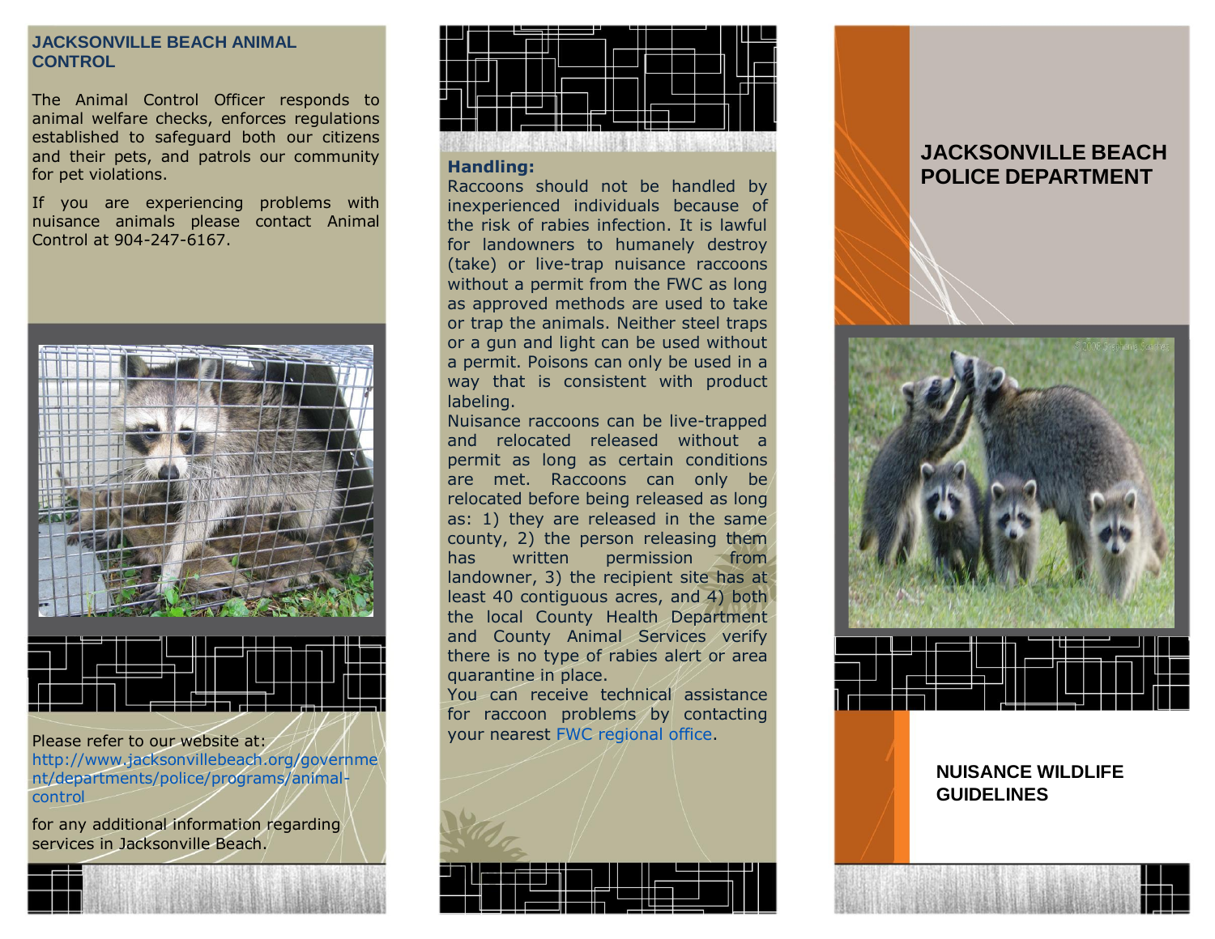## JACKSONVILLE BEACH ANIMAL CONTROL

The Animal Control Officer responds to animal welfare checks, enforces regulations established to safeguard both our citizens and their pets, and patrols our community for pet violations.

If you are experiencing problems with nuisance animals please contact Animal Control at 904-247-6167.

Please refer to our website at: http://www.jacksonvillebeach.org/government/departments/police/programs/animal-control

for any additional information regarding services in Jacksonville Beach.

**Handling:**

Raccoons should not be handled by inexperienced individuals because of the risk of rabies infection. It is lawful for landowners to humanely destroy (take) or live-trap nuisance raccoons without a permit from the FWC as long as approved methods are used to take or trap the animals. Neither steel traps or a gun and light can be used without a permit. Poisons can only be used in a way that is consistent with product labeling.

Nuisance raccoons can be live-trapped and relocated released without a permit as long as certain conditions are met. Raccoons can only be relocated before being released as long as: 1) they are released in the same county, 2) the person releasing them has written permission from landowner, 3) the recipient site has at least 40 contiguous acres, and 4) both the local County Health Department and County Animal Services verify there is no type of rabies alert or area quarantine in place.

You can receive technical assistance for raccoon problems by contacting your nearest FWC regional office.

# JACKSONVILLE BEACH POLICE DEPARTMENT

## NUISANCE WILDLIFE GUIDELINES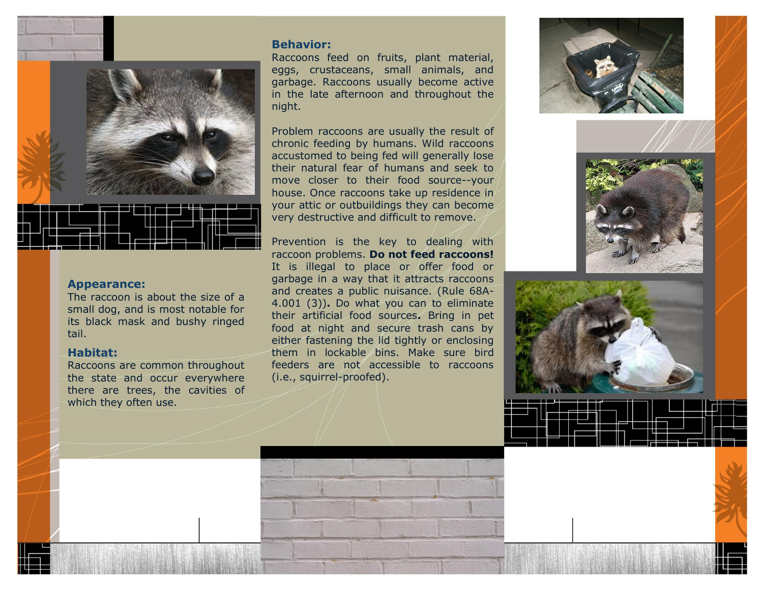## Appearance:

The raccoon is about the size of a small dog, and is most notable for its black mask and bushy ringed tail.

## Habitat:

Raccoons are common throughout the state and occur everywhere there are trees, the cavities of which they often use.

## Behavior:

Raccoons feed on fruits, plant material, eggs, crustaceans, small animals, and garbage. Raccoons usually become active in the late afternoon and throughout the night.

Problem raccoons are usually the result of chronic feeding by humans. Wild raccoons accustomed to being fed will generally lose their natural fear of humans and seek to move closer to their food source--your house. Once raccoons take up residence in your attic or outbuildings they can become very destructive and difficult to remove.

Prevention is the key to dealing with raccoon problems. **Do not feed raccoons!** It is illegal to place or offer food or garbage in a way that it attracts raccoons and creates a public nuisance. (Rule 68A-4.001 (3))**.** Do what you can to eliminate their artificial food sources**.** Bring in pet food at night and secure trash cans by either fastening the lid tightly or enclosing them in lockable bins. Make sure bird feeders are not accessible to raccoons (i.e., squirrel-proofed).